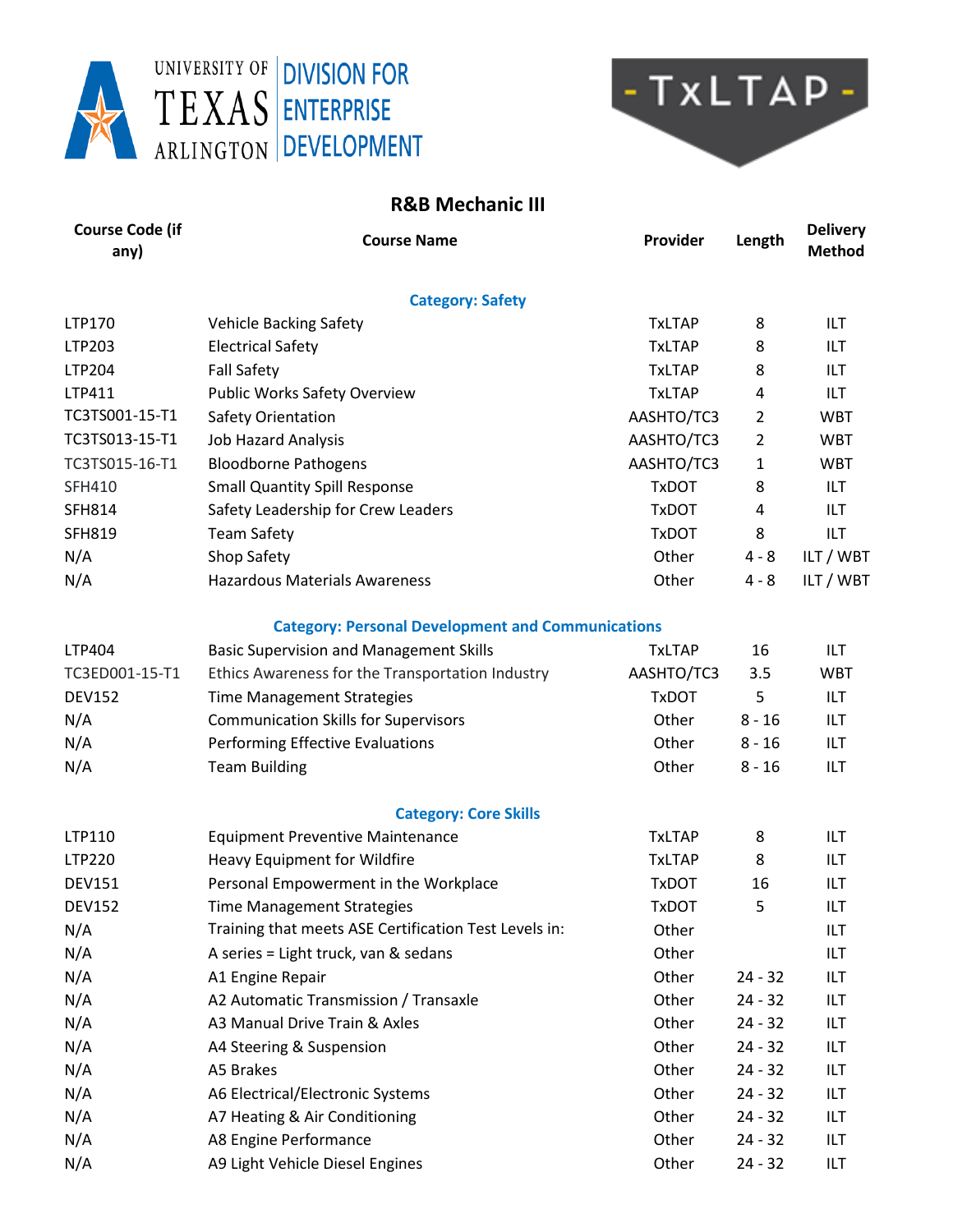UNIVERSITY OF TEXAS ARLINGTON | DIVISION FOR ENTERPRISE DEVELOPMENT

- TxLTAP -

# R&B Mechanic III

| Course Code (if any) | Course Name | Provider | Length | Delivery Method |
|---|---|---|---|---|
| | **Category: Safety** | | | |
| LTP170 | Vehicle Backing Safety | TxLTAP | 8 | ILT |
| LTP203 | Electrical Safety | TxLTAP | 8 | ILT |
| LTP204 | Fall Safety | TxLTAP | 8 | ILT |
| LTP411 | Public Works Safety Overview | TxLTAP | 4 | ILT |
| TC3TS001-15-T1 | Safety Orientation | AASHTO/TC3 | 2 | WBT |
| TC3TS013-15-T1 | Job Hazard Analysis | AASHTO/TC3 | 2 | WBT |
| TC3TS015-16-T1 | Bloodborne Pathogens | AASHTO/TC3 | 1 | WBT |
| SFH410 | Small Quantity Spill Response | TxDOT | 8 | ILT |
| SFH814 | Safety Leadership for Crew Leaders | TxDOT | 4 | ILT |
| SFH819 | Team Safety | TxDOT | 8 | ILT |
| N/A | Shop Safety | Other | 4 - 8 | ILT / WBT |
| N/A | Hazardous Materials Awareness | Other | 4 - 8 | ILT / WBT |
| | **Category: Personal Development and Communications** | | | |
| LTP404 | Basic Supervision and Management Skills | TxLTAP | 16 | ILT |
| TC3ED001-15-T1 | Ethics Awareness for the Transportation Industry | AASHTO/TC3 | 3.5 | WBT |
| DEV152 | Time Management Strategies | TxDOT | 5 | ILT |
| N/A | Communication Skills for Supervisors | Other | 8 - 16 | ILT |
| N/A | Performing Effective Evaluations | Other | 8 - 16 | ILT |
| N/A | Team Building | Other | 8 - 16 | ILT |
| | **Category: Core Skills** | | | |
| LTP110 | Equipment Preventive Maintenance | TxLTAP | 8 | ILT |
| LTP220 | Heavy Equipment for Wildfire | TxLTAP | 8 | ILT |
| DEV151 | Personal Empowerment in the Workplace | TxDOT | 16 | ILT |
| DEV152 | Time Management Strategies | TxDOT | 5 | ILT |
| N/A | Training that meets ASE Certification Test Levels in: | Other | | ILT |
| N/A | A series = Light truck, van & sedans | Other | | ILT |
| N/A | A1 Engine Repair | Other | 24 - 32 | ILT |
| N/A | A2 Automatic Transmission / Transaxle | Other | 24 - 32 | ILT |
| N/A | A3 Manual Drive Train & Axles | Other | 24 - 32 | ILT |
| N/A | A4 Steering & Suspension | Other | 24 - 32 | ILT |
| N/A | A5 Brakes | Other | 24 - 32 | ILT |
| N/A | A6 Electrical/Electronic Systems | Other | 24 - 32 | ILT |
| N/A | A7 Heating & Air Conditioning | Other | 24 - 32 | ILT |
| N/A | A8 Engine Performance | Other | 24 - 32 | ILT |
| N/A | A9 Light Vehicle Diesel Engines | Other | 24 - 32 | ILT |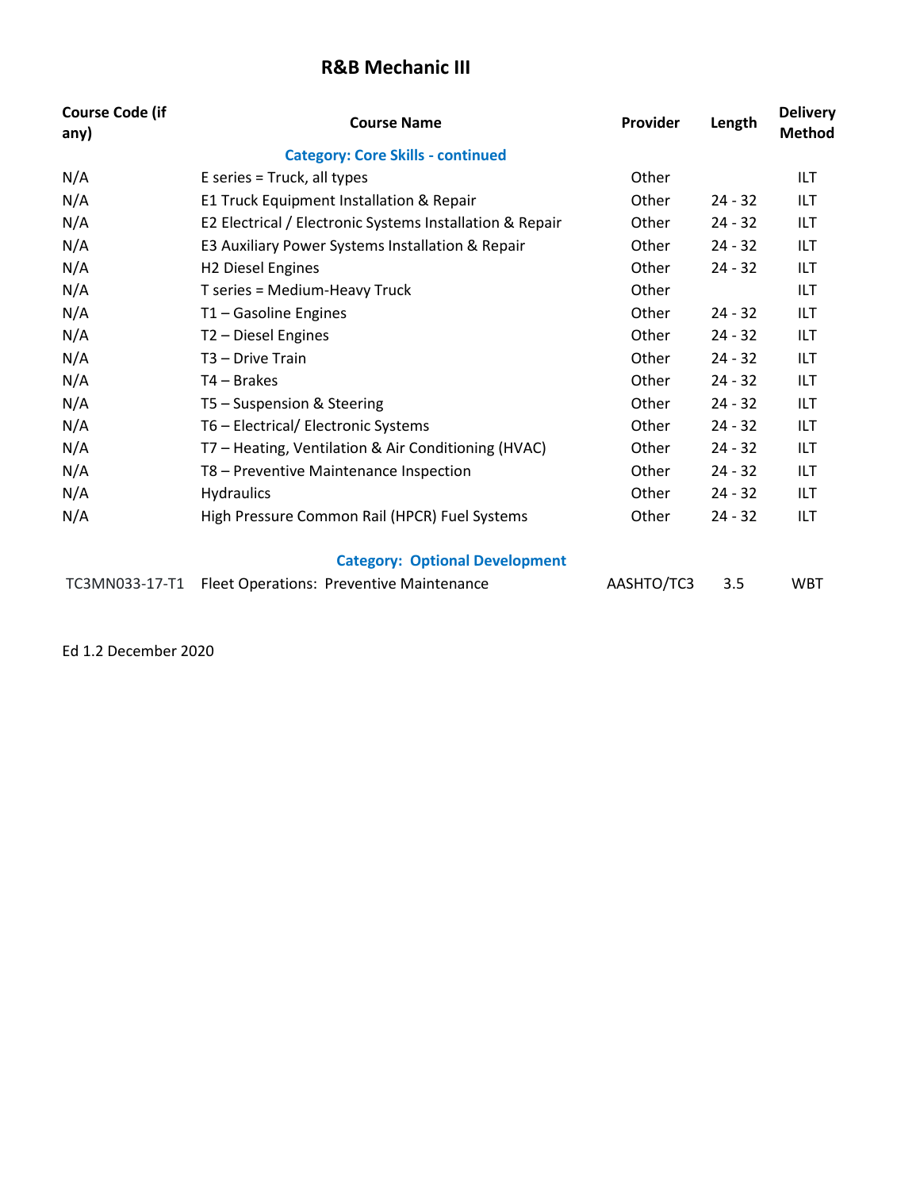# R&B Mechanic III

| Course Code (if any) | Course Name | Provider | Length | Delivery Method |
|---|---|---|---|---|
| | **Category: Core Skills - continued** | | | |
| N/A | E series = Truck, all types | Other | | ILT |
| N/A | E1 Truck Equipment Installation & Repair | Other | 24 - 32 | ILT |
| N/A | E2 Electrical / Electronic Systems Installation & Repair | Other | 24 - 32 | ILT |
| N/A | E3 Auxiliary Power Systems Installation & Repair | Other | 24 - 32 | ILT |
| N/A | H2 Diesel Engines | Other | 24 - 32 | ILT |
| N/A | T series = Medium-Heavy Truck | Other | | ILT |
| N/A | T1 – Gasoline Engines | Other | 24 - 32 | ILT |
| N/A | T2 – Diesel Engines | Other | 24 - 32 | ILT |
| N/A | T3 – Drive Train | Other | 24 - 32 | ILT |
| N/A | T4 – Brakes | Other | 24 - 32 | ILT |
| N/A | T5 – Suspension & Steering | Other | 24 - 32 | ILT |
| N/A | T6 – Electrical/ Electronic Systems | Other | 24 - 32 | ILT |
| N/A | T7 – Heating, Ventilation & Air Conditioning (HVAC) | Other | 24 - 32 | ILT |
| N/A | T8 – Preventive Maintenance Inspection | Other | 24 - 32 | ILT |
| N/A | Hydraulics | Other | 24 - 32 | ILT |
| N/A | High Pressure Common Rail (HPCR) Fuel Systems | Other | 24 - 32 | ILT |
| | **Category: Optional Development** | | | |
| TC3MN033-17-T1 | Fleet Operations: Preventive Maintenance | AASHTO/TC3 | 3.5 | WBT |

Ed 1.2 December 2020